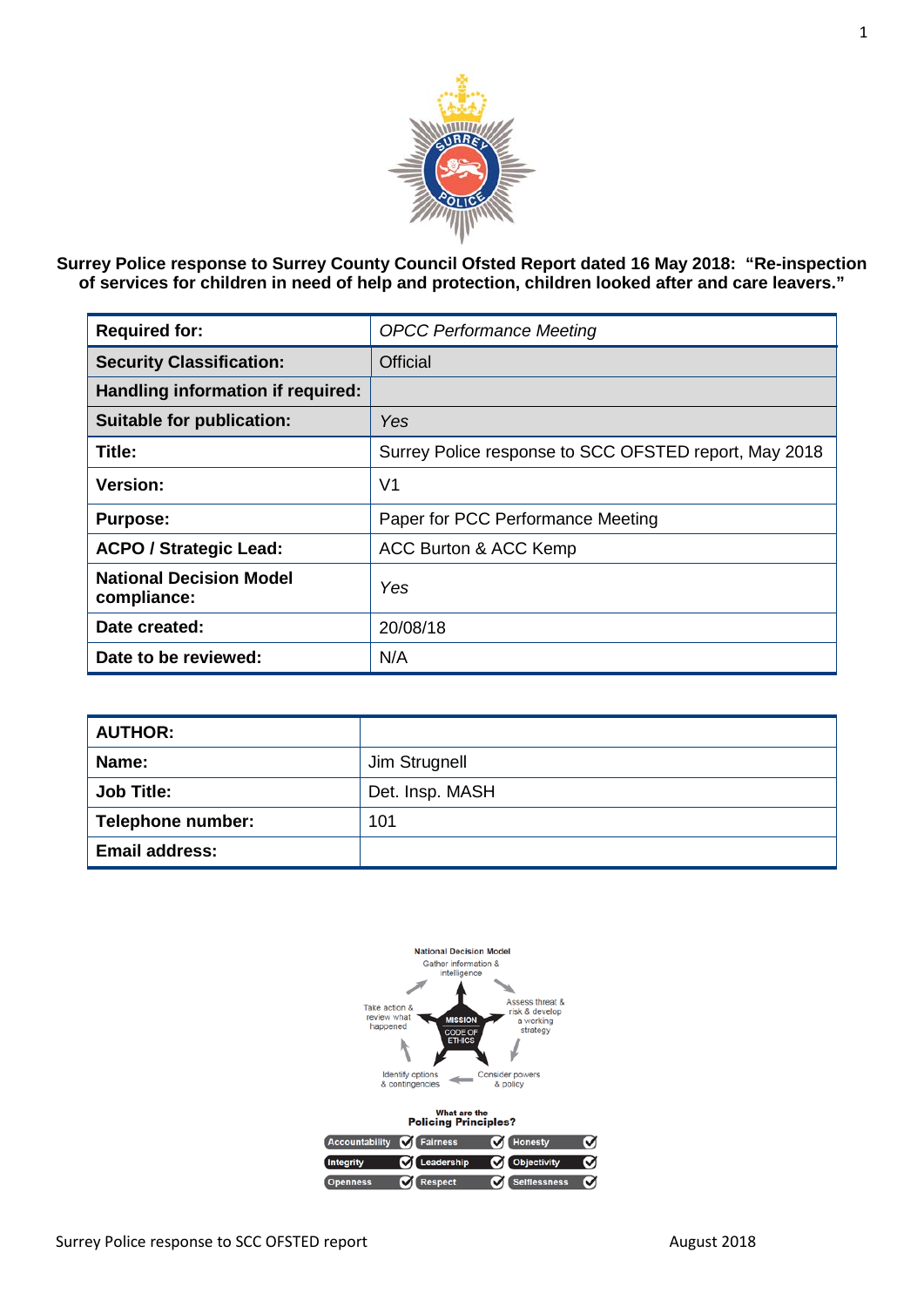**Surrey Police response to Surrey County Council Ofsted Report dated 16 May 2018: "Re-inspection of services for children in need of help and protection, children looked after and care leavers."**

| Required for: | *OPCC Performance Meeting* |
|---|---|
| **Security Classification:** | Official |
| **Handling information if required:** | |
| **Suitable for publication:** | *Yes* |
| **Title:** | Surrey Police response to SCC OFSTED report, May 2018 |
| **Version:** | V1 |
| **Purpose:** | Paper for PCC Performance Meeting |
| **ACPO / Strategic Lead:** | ACC Burton & ACC Kemp |
| **National Decision Model compliance:** | *Yes* |
| **Date created:** | 20/08/18 |
| **Date to be reviewed:** | N/A |

| AUTHOR: | |
|---|---|
| **Name:** | Jim Strugnell |
| **Job Title:** | Det. Insp. MASH |
| **Telephone number:** | 101 |
| **Email address:** | |

National Decision Model

- Gather information & intelligence
- Assess threat & risk & develop a working strategy
- Consider powers & policy
- Identify options & contingencies
- Take action & review what happened

MISSION – CODE OF ETHICS

What are the Policing Principles?

| | | |
|---|---|---|
| Accountability ✓ | Fairness ✓ | Honesty ✓ |
| Integrity ✓ | Leadership ✓ | Objectivity ✓ |
| Openness ✓ | Respect ✓ | Selflessness ✓ |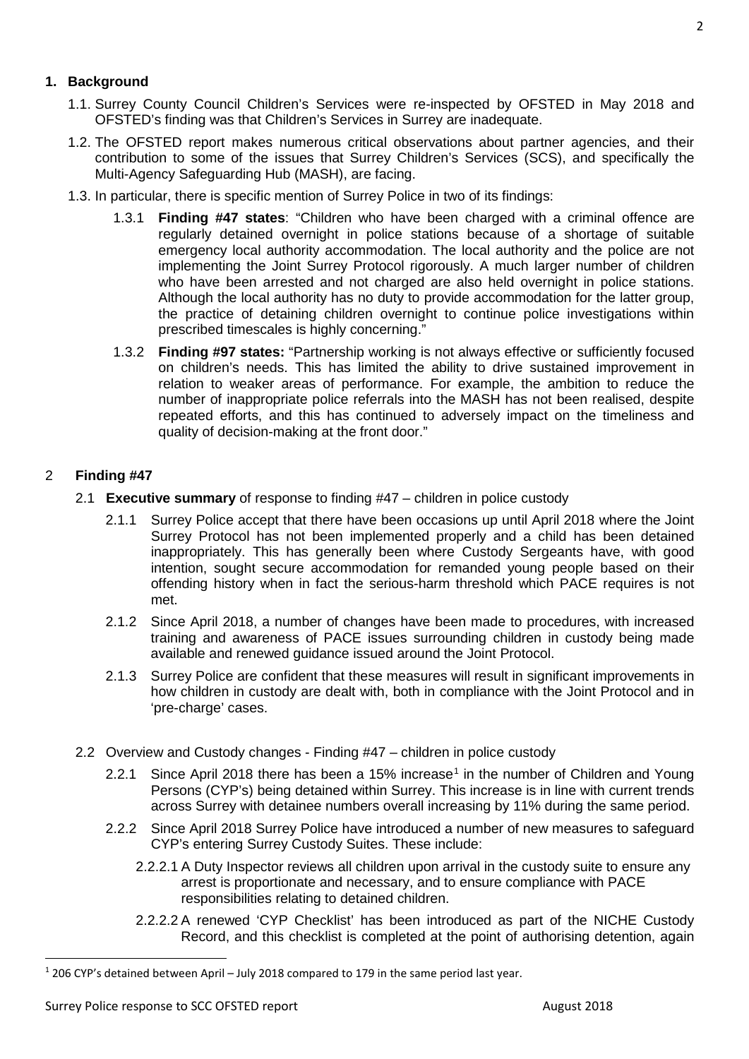## 1. Background

1.1. Surrey County Council Children's Services were re-inspected by OFSTED in May 2018 and OFSTED's finding was that Children's Services in Surrey are inadequate.

1.2. The OFSTED report makes numerous critical observations about partner agencies, and their contribution to some of the issues that Surrey Children's Services (SCS), and specifically the Multi-Agency Safeguarding Hub (MASH), are facing.

1.3. In particular, there is specific mention of Surrey Police in two of its findings:

1.3.1 **Finding #47 states**: "Children who have been charged with a criminal offence are regularly detained overnight in police stations because of a shortage of suitable emergency local authority accommodation. The local authority and the police are not implementing the Joint Surrey Protocol rigorously. A much larger number of children who have been arrested and not charged are also held overnight in police stations. Although the local authority has no duty to provide accommodation for the latter group, the practice of detaining children overnight to continue police investigations within prescribed timescales is highly concerning."

1.3.2 **Finding #97 states:** "Partnership working is not always effective or sufficiently focused on children's needs. This has limited the ability to drive sustained improvement in relation to weaker areas of performance. For example, the ambition to reduce the number of inappropriate police referrals into the MASH has not been realised, despite repeated efforts, and this has continued to adversely impact on the timeliness and quality of decision-making at the front door."

## 2 Finding #47

2.1 **Executive summary** of response to finding #47 – children in police custody

2.1.1 Surrey Police accept that there have been occasions up until April 2018 where the Joint Surrey Protocol has not been implemented properly and a child has been detained inappropriately. This has generally been where Custody Sergeants have, with good intention, sought secure accommodation for remanded young people based on their offending history when in fact the serious-harm threshold which PACE requires is not met.

2.1.2 Since April 2018, a number of changes have been made to procedures, with increased training and awareness of PACE issues surrounding children in custody being made available and renewed guidance issued around the Joint Protocol.

2.1.3 Surrey Police are confident that these measures will result in significant improvements in how children in custody are dealt with, both in compliance with the Joint Protocol and in 'pre-charge' cases.

2.2 Overview and Custody changes - Finding #47 – children in police custody

2.2.1 Since April 2018 there has been a 15% increase[1] in the number of Children and Young Persons (CYP's) being detained within Surrey. This increase is in line with current trends across Surrey with detainee numbers overall increasing by 11% during the same period.

2.2.2 Since April 2018 Surrey Police have introduced a number of new measures to safeguard CYP's entering Surrey Custody Suites. These include:

2.2.2.1 A Duty Inspector reviews all children upon arrival in the custody suite to ensure any arrest is proportionate and necessary, and to ensure compliance with PACE responsibilities relating to detained children.

2.2.2.2 A renewed 'CYP Checklist' has been introduced as part of the NICHE Custody Record, and this checklist is completed at the point of authorising detention, again

[1] 206 CYP's detained between April – July 2018 compared to 179 in the same period last year.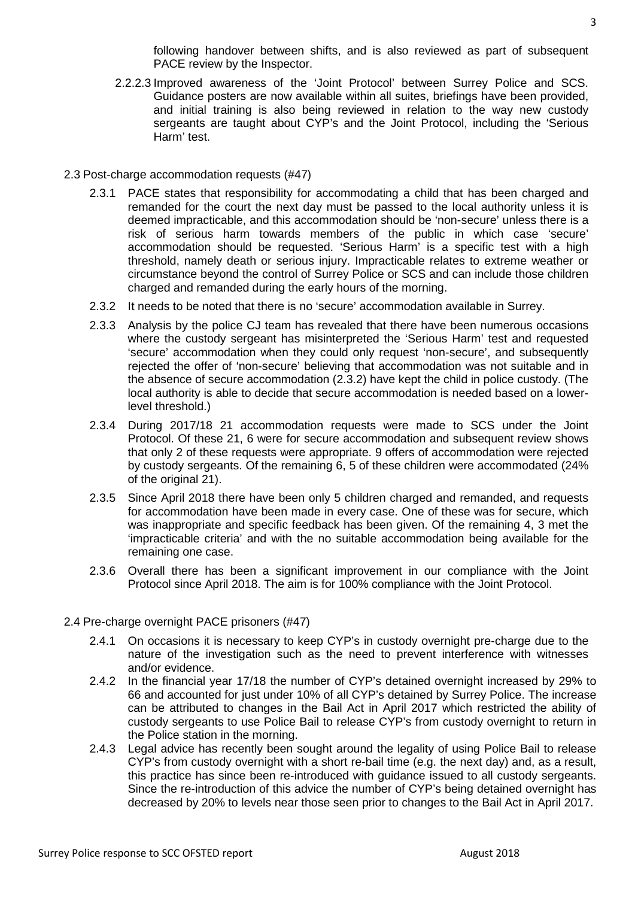following handover between shifts, and is also reviewed as part of subsequent PACE review by the Inspector.

2.2.2.3 Improved awareness of the 'Joint Protocol' between Surrey Police and SCS. Guidance posters are now available within all suites, briefings have been provided, and initial training is also being reviewed in relation to the way new custody sergeants are taught about CYP's and the Joint Protocol, including the 'Serious Harm' test.

2.3 Post-charge accommodation requests (#47)

2.3.1 PACE states that responsibility for accommodating a child that has been charged and remanded for the court the next day must be passed to the local authority unless it is deemed impracticable, and this accommodation should be 'non-secure' unless there is a risk of serious harm towards members of the public in which case 'secure' accommodation should be requested. 'Serious Harm' is a specific test with a high threshold, namely death or serious injury. Impracticable relates to extreme weather or circumstance beyond the control of Surrey Police or SCS and can include those children charged and remanded during the early hours of the morning.

2.3.2 It needs to be noted that there is no 'secure' accommodation available in Surrey.

2.3.3 Analysis by the police CJ team has revealed that there have been numerous occasions where the custody sergeant has misinterpreted the 'Serious Harm' test and requested 'secure' accommodation when they could only request 'non-secure', and subsequently rejected the offer of 'non-secure' believing that accommodation was not suitable and in the absence of secure accommodation (2.3.2) have kept the child in police custody. (The local authority is able to decide that secure accommodation is needed based on a lower-level threshold.)

2.3.4 During 2017/18 21 accommodation requests were made to SCS under the Joint Protocol. Of these 21, 6 were for secure accommodation and subsequent review shows that only 2 of these requests were appropriate. 9 offers of accommodation were rejected by custody sergeants. Of the remaining 6, 5 of these children were accommodated (24% of the original 21).

2.3.5 Since April 2018 there have been only 5 children charged and remanded, and requests for accommodation have been made in every case. One of these was for secure, which was inappropriate and specific feedback has been given. Of the remaining 4, 3 met the 'impracticable criteria' and with the no suitable accommodation being available for the remaining one case.

2.3.6 Overall there has been a significant improvement in our compliance with the Joint Protocol since April 2018. The aim is for 100% compliance with the Joint Protocol.

2.4 Pre-charge overnight PACE prisoners (#47)

2.4.1 On occasions it is necessary to keep CYP's in custody overnight pre-charge due to the nature of the investigation such as the need to prevent interference with witnesses and/or evidence.

2.4.2 In the financial year 17/18 the number of CYP's detained overnight increased by 29% to 66 and accounted for just under 10% of all CYP's detained by Surrey Police. The increase can be attributed to changes in the Bail Act in April 2017 which restricted the ability of custody sergeants to use Police Bail to release CYP's from custody overnight to return in the Police station in the morning.

2.4.3 Legal advice has recently been sought around the legality of using Police Bail to release CYP's from custody overnight with a short re-bail time (e.g. the next day) and, as a result, this practice has since been re-introduced with guidance issued to all custody sergeants. Since the re-introduction of this advice the number of CYP's being detained overnight has decreased by 20% to levels near those seen prior to changes to the Bail Act in April 2017.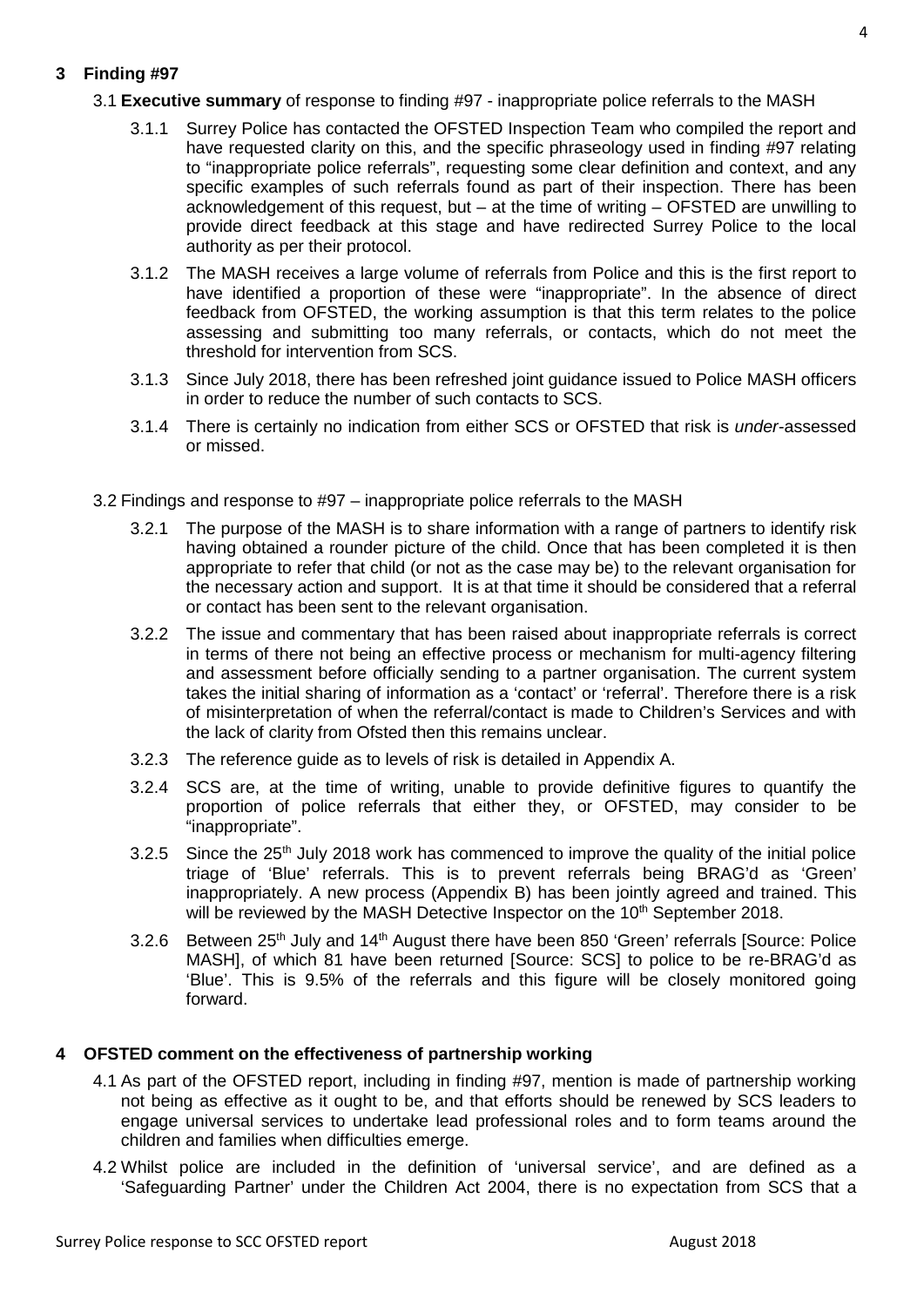## 3 Finding #97

3.1 **Executive summary** of response to finding #97 - inappropriate police referrals to the MASH

3.1.1 Surrey Police has contacted the OFSTED Inspection Team who compiled the report and have requested clarity on this, and the specific phraseology used in finding #97 relating to "inappropriate police referrals", requesting some clear definition and context, and any specific examples of such referrals found as part of their inspection. There has been acknowledgement of this request, but – at the time of writing – OFSTED are unwilling to provide direct feedback at this stage and have redirected Surrey Police to the local authority as per their protocol.

3.1.2 The MASH receives a large volume of referrals from Police and this is the first report to have identified a proportion of these were "inappropriate". In the absence of direct feedback from OFSTED, the working assumption is that this term relates to the police assessing and submitting too many referrals, or contacts, which do not meet the threshold for intervention from SCS.

3.1.3 Since July 2018, there has been refreshed joint guidance issued to Police MASH officers in order to reduce the number of such contacts to SCS.

3.1.4 There is certainly no indication from either SCS or OFSTED that risk is *under*-assessed or missed.

3.2 Findings and response to #97 – inappropriate police referrals to the MASH

3.2.1 The purpose of the MASH is to share information with a range of partners to identify risk having obtained a rounder picture of the child. Once that has been completed it is then appropriate to refer that child (or not as the case may be) to the relevant organisation for the necessary action and support. It is at that time it should be considered that a referral or contact has been sent to the relevant organisation.

3.2.2 The issue and commentary that has been raised about inappropriate referrals is correct in terms of there not being an effective process or mechanism for multi-agency filtering and assessment before officially sending to a partner organisation. The current system takes the initial sharing of information as a 'contact' or 'referral'. Therefore there is a risk of misinterpretation of when the referral/contact is made to Children's Services and with the lack of clarity from Ofsted then this remains unclear.

3.2.3 The reference guide as to levels of risk is detailed in Appendix A.

3.2.4 SCS are, at the time of writing, unable to provide definitive figures to quantify the proportion of police referrals that either they, or OFSTED, may consider to be "inappropriate".

3.2.5 Since the 25th July 2018 work has commenced to improve the quality of the initial police triage of 'Blue' referrals. This is to prevent referrals being BRAG'd as 'Green' inappropriately. A new process (Appendix B) has been jointly agreed and trained. This will be reviewed by the MASH Detective Inspector on the 10th September 2018.

3.2.6 Between 25th July and 14th August there have been 850 'Green' referrals [Source: Police MASH], of which 81 have been returned [Source: SCS] to police to be re-BRAG'd as 'Blue'. This is 9.5% of the referrals and this figure will be closely monitored going forward.

## 4 OFSTED comment on the effectiveness of partnership working

4.1 As part of the OFSTED report, including in finding #97, mention is made of partnership working not being as effective as it ought to be, and that efforts should be renewed by SCS leaders to engage universal services to undertake lead professional roles and to form teams around the children and families when difficulties emerge.

4.2 Whilst police are included in the definition of 'universal service', and are defined as a 'Safeguarding Partner' under the Children Act 2004, there is no expectation from SCS that a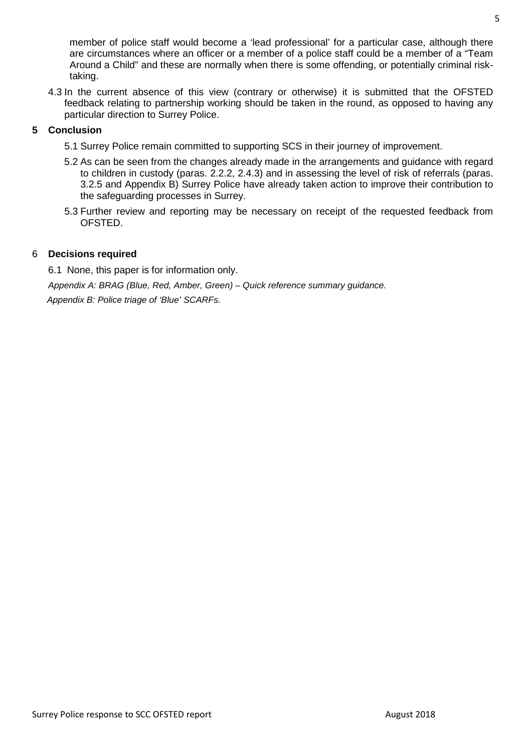member of police staff would become a 'lead professional' for a particular case, although there are circumstances where an officer or a member of a police staff could be a member of a "Team Around a Child" and these are normally when there is some offending, or potentially criminal risk-taking.

4.3 In the current absence of this view (contrary or otherwise) it is submitted that the OFSTED feedback relating to partnership working should be taken in the round, as opposed to having any particular direction to Surrey Police.

## 5 Conclusion

5.1 Surrey Police remain committed to supporting SCS in their journey of improvement.

5.2 As can be seen from the changes already made in the arrangements and guidance with regard to children in custody (paras. 2.2.2, 2.4.3) and in assessing the level of risk of referrals (paras. 3.2.5 and Appendix B) Surrey Police have already taken action to improve their contribution to the safeguarding processes in Surrey.

5.3 Further review and reporting may be necessary on receipt of the requested feedback from OFSTED.

## 6 Decisions required

6.1 None, this paper is for information only.

*Appendix A: BRAG (Blue, Red, Amber, Green) – Quick reference summary guidance.*

*Appendix B: Police triage of 'Blue' SCARFs.*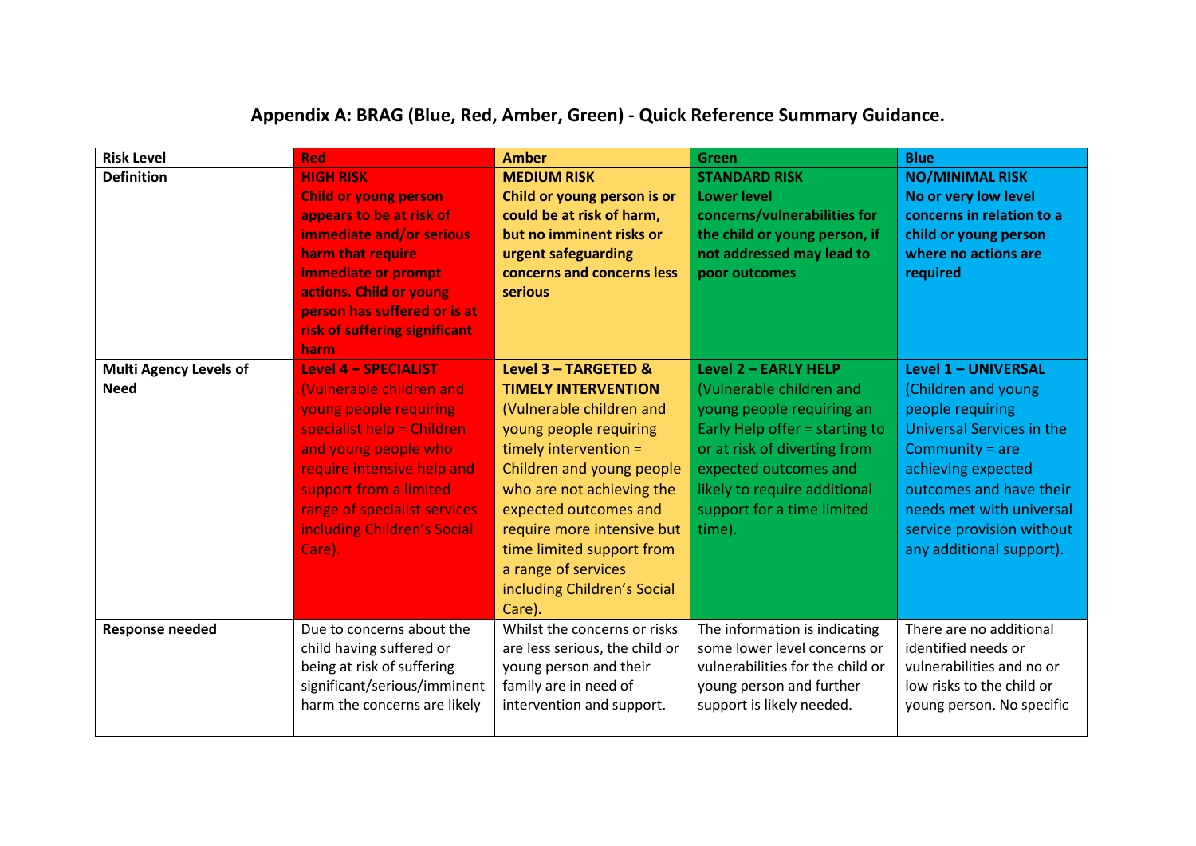# Appendix A: BRAG (Blue, Red, Amber, Green) - Quick Reference Summary Guidance.

| Risk Level | Red | Amber | Green | Blue |
|---|---|---|---|---|
| **Definition** | **HIGH RISK Child or young person appears to be at risk of immediate and/or serious harm that require immediate or prompt actions. Child or young person has suffered or is at risk of suffering significant harm** | **MEDIUM RISK Child or young person is or could be at risk of harm, but no imminent risks or urgent safeguarding concerns and concerns less serious** | **STANDARD RISK Lower level concerns/vulnerabilities for the child or young person, if not addressed may lead to poor outcomes** | **NO/MINIMAL RISK No or very low level concerns in relation to a child or young person where no actions are required** |
| **Multi Agency Levels of Need** | **Level 4 – SPECIALIST** (Vulnerable children and young people requiring specialist help = Children and young people who require intensive help and support from a limited range of specialist services including Children's Social Care). | **Level 3 – TARGETED & TIMELY INTERVENTION** (Vulnerable children and young people requiring timely intervention = Children and young people who are not achieving the expected outcomes and require more intensive but time limited support from a range of services including Children's Social Care). | **Level 2 – EARLY HELP** (Vulnerable children and young people requiring an Early Help offer = starting to or at risk of diverting from expected outcomes and likely to require additional support for a time limited time). | **Level 1 – UNIVERSAL** (Children and young people requiring Universal Services in the Community = are achieving expected outcomes and have their needs met with universal service provision without any additional support). |
| **Response needed** | Due to concerns about the child having suffered or being at risk of suffering significant/serious/imminent harm the concerns are likely | Whilst the concerns or risks are less serious, the child or young person and their family are in need of intervention and support. | The information is indicating some lower level concerns or vulnerabilities for the child or young person and further support is likely needed. | There are no additional identified needs or vulnerabilities and no or low risks to the child or young person. No specific |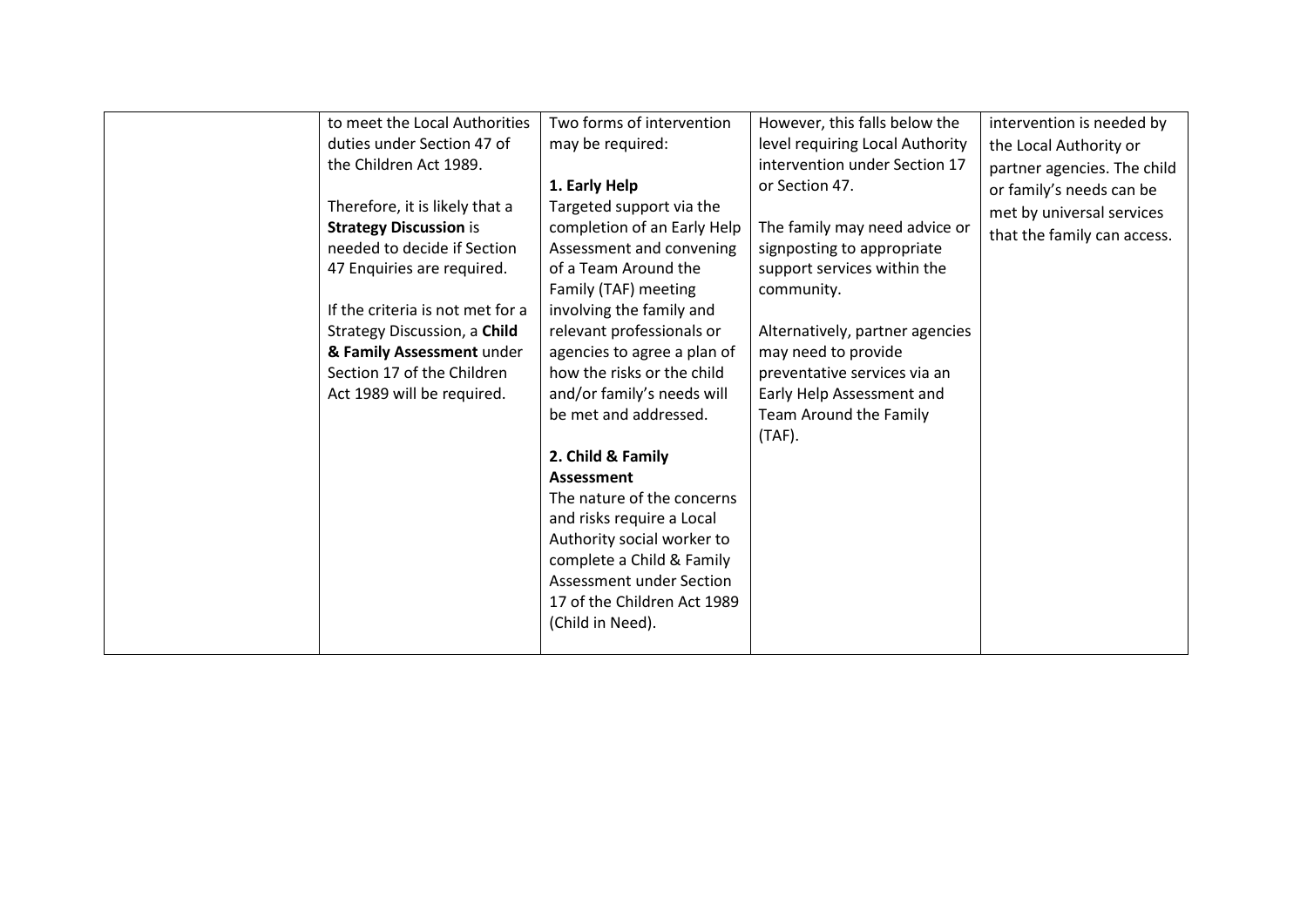| | | | | |
|---|---|---|---|---|
| | to meet the Local Authorities duties under Section 47 of the Children Act 1989.<br><br>Therefore, it is likely that a **Strategy Discussion** is needed to decide if Section 47 Enquiries are required.<br><br>If the criteria is not met for a Strategy Discussion, a **Child & Family Assessment** under Section 17 of the Children Act 1989 will be required. | Two forms of intervention may be required:<br><br>**1. Early Help**<br>Targeted support via the completion of an Early Help Assessment and convening of a Team Around the Family (TAF) meeting involving the family and relevant professionals or agencies to agree a plan of how the risks or the child and/or family's needs will be met and addressed.<br><br>**2. Child & Family Assessment**<br>The nature of the concerns and risks require a Local Authority social worker to complete a Child & Family Assessment under Section 17 of the Children Act 1989 (Child in Need). | However, this falls below the level requiring Local Authority intervention under Section 17 or Section 47.<br><br>The family may need advice or signposting to appropriate support services within the community.<br><br>Alternatively, partner agencies may need to provide preventative services via an Early Help Assessment and Team Around the Family (TAF). | intervention is needed by the Local Authority or partner agencies. The child or family's needs can be met by universal services that the family can access. |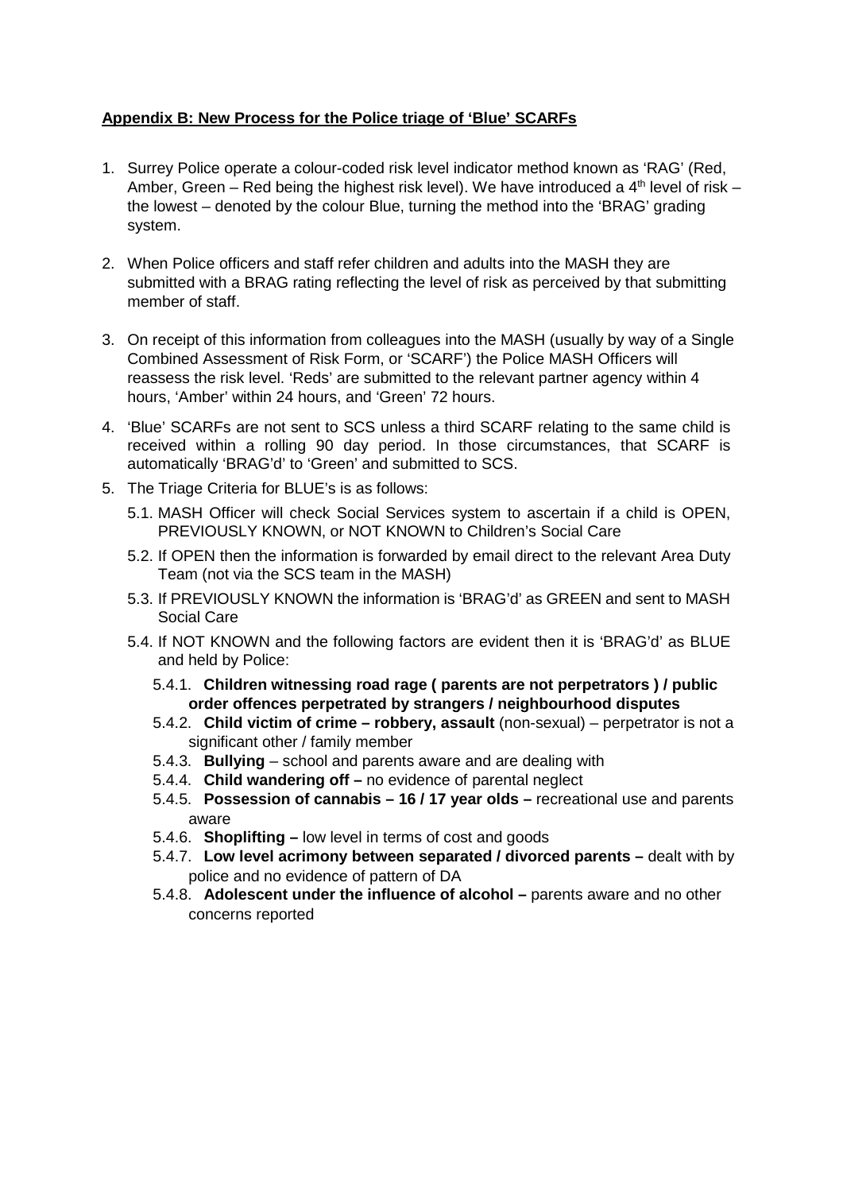**Appendix B: New Process for the Police triage of 'Blue' SCARFs**

1. Surrey Police operate a colour-coded risk level indicator method known as 'RAG' (Red, Amber, Green – Red being the highest risk level). We have introduced a 4th level of risk – the lowest – denoted by the colour Blue, turning the method into the 'BRAG' grading system.

2. When Police officers and staff refer children and adults into the MASH they are submitted with a BRAG rating reflecting the level of risk as perceived by that submitting member of staff.

3. On receipt of this information from colleagues into the MASH (usually by way of a Single Combined Assessment of Risk Form, or 'SCARF') the Police MASH Officers will reassess the risk level. 'Reds' are submitted to the relevant partner agency within 4 hours, 'Amber' within 24 hours, and 'Green' 72 hours.

4. 'Blue' SCARFs are not sent to SCS unless a third SCARF relating to the same child is received within a rolling 90 day period. In those circumstances, that SCARF is automatically 'BRAG'd' to 'Green' and submitted to SCS.

5. The Triage Criteria for BLUE's is as follows:
   - 5.1. MASH Officer will check Social Services system to ascertain if a child is OPEN, PREVIOUSLY KNOWN, or NOT KNOWN to Children's Social Care
   - 5.2. If OPEN then the information is forwarded by email direct to the relevant Area Duty Team (not via the SCS team in the MASH)
   - 5.3. If PREVIOUSLY KNOWN the information is 'BRAG'd' as GREEN and sent to MASH Social Care
   - 5.4. If NOT KNOWN and the following factors are evident then it is 'BRAG'd' as BLUE and held by Police:
     - 5.4.1. **Children witnessing road rage ( parents are not perpetrators ) / public order offences perpetrated by strangers / neighbourhood disputes**
     - 5.4.2. **Child victim of crime – robbery, assault** (non-sexual) – perpetrator is not a significant other / family member
     - 5.4.3. **Bullying** – school and parents aware and are dealing with
     - 5.4.4. **Child wandering off –** no evidence of parental neglect
     - 5.4.5. **Possession of cannabis – 16 / 17 year olds –** recreational use and parents aware
     - 5.4.6. **Shoplifting –** low level in terms of cost and goods
     - 5.4.7. **Low level acrimony between separated / divorced parents –** dealt with by police and no evidence of pattern of DA
     - 5.4.8. **Adolescent under the influence of alcohol –** parents aware and no other concerns reported